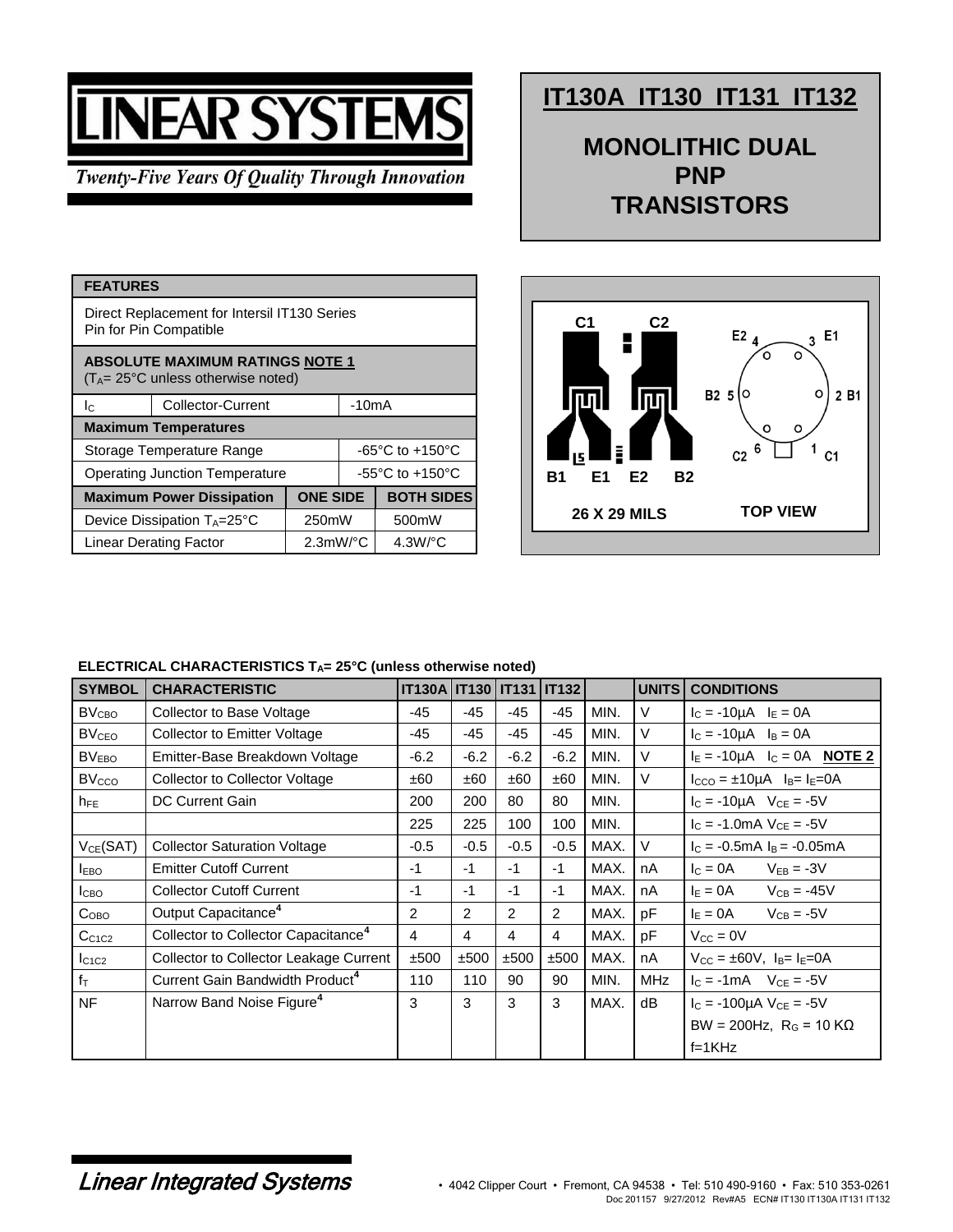# LINEAR SYSTEMS

*Twenty-Five Years Of Quality Through Innovation*

## IT130A IT130 IT131 IT132

## MONOLITHIC DUAL PNP TRANSISTORS

| FEATURES | | | |
|---|---|---|---|
| Direct Replacement for Intersil IT130 Series Pin for Pin Compatible | | | |
| **ABSOLUTE MAXIMUM RATINGS NOTE 1** ($T_A$= 25°C unless otherwise noted) | | | |
| $I_C$ | Collector-Current | -10mA | |
| **Maximum Temperatures** | | | |
| Storage Temperature Range | | -65°C to +150°C | |
| Operating Junction Temperature | | -55°C to +150°C | |
| **Maximum Power Dissipation** | | **ONE SIDE** | **BOTH SIDES** |
| Device Dissipation $T_A$=25°C | | 250mW | 500mW |
| Linear Derating Factor | | 2.3mW/°C | 4.3W/°C |

C1 C2 B1 E1 E2 B2

26 X 29 MILS

E2 4, 3 E1, B2 5, 2 B1, C2 6, 1 C1

TOP VIEW

**ELECTRICAL CHARACTERISTICS $T_A$= 25°C (unless otherwise noted)**

| SYMBOL | CHARACTERISTIC | IT130A | IT130 | IT131 | IT132 | | UNITS | CONDITIONS |
|---|---|---|---|---|---|---|---|---|
| $BV_{CBO}$ | Collector to Base Voltage | -45 | -45 | -45 | -45 | MIN. | V | $I_C$ = -10µA $I_E$ = 0A |
| $BV_{CEO}$ | Collector to Emitter Voltage | -45 | -45 | -45 | -45 | MIN. | V | $I_C$ = -10µA $I_B$ = 0A |
| $BV_{EBO}$ | Emitter-Base Breakdown Voltage | -6.2 | -6.2 | -6.2 | -6.2 | MIN. | V | $I_E$ = -10µA $I_C$ = 0A **NOTE 2** |
| $BV_{CCO}$ | Collector to Collector Voltage | ±60 | ±60 | ±60 | ±60 | MIN. | V | $I_{CCO}$ = ±10µA $I_B$= $I_E$=0A |
| $h_{FE}$ | DC Current Gain | 200 | 200 | 80 | 80 | MIN. | | $I_C$ = -10µA $V_{CE}$ = -5V |
| | | 225 | 225 | 100 | 100 | MIN. | | $I_C$ = -1.0mA $V_{CE}$ = -5V |
| $V_{CE}$(SAT) | Collector Saturation Voltage | -0.5 | -0.5 | -0.5 | -0.5 | MAX. | V | $I_C$ = -0.5mA $I_B$ = -0.05mA |
| $I_{EBO}$ | Emitter Cutoff Current | -1 | -1 | -1 | -1 | MAX. | nA | $I_C$ = 0A $V_{EB}$ = -3V |
| $I_{CBO}$ | Collector Cutoff Current | -1 | -1 | -1 | -1 | MAX. | nA | $I_E$ = 0A $V_{CB}$ = -45V |
| $C_{OBO}$ | Output Capacitance[4] | 2 | 2 | 2 | 2 | MAX. | pF | $I_E$ = 0A $V_{CB}$ = -5V |
| $C_{C1C2}$ | Collector to Collector Capacitance[4] | 4 | 4 | 4 | 4 | MAX. | pF | $V_{CC}$ = 0V |
| $I_{C1C2}$ | Collector to Collector Leakage Current | ±500 | ±500 | ±500 | ±500 | MAX. | nA | $V_{CC}$ = ±60V, $I_B$= $I_E$=0A |
| $f_T$ | Current Gain Bandwidth Product[4] | 110 | 110 | 90 | 90 | MIN. | MHz | $I_C$ = -1mA $V_{CE}$ = -5V |
| NF | Narrow Band Noise Figure[4] | 3 | 3 | 3 | 3 | MAX. | dB | $I_C$ = -100µA $V_{CE}$ = -5V BW = 200Hz, $R_G$ = 10 KΩ f=1KHz |

*Linear Integrated Systems*

• 4042 Clipper Court • Fremont, CA 94538 • Tel: 510 490-9160 • Fax: 510 353-0261
Doc 201157 9/27/2012 Rev#A5 ECN# IT130 IT130A IT131 IT132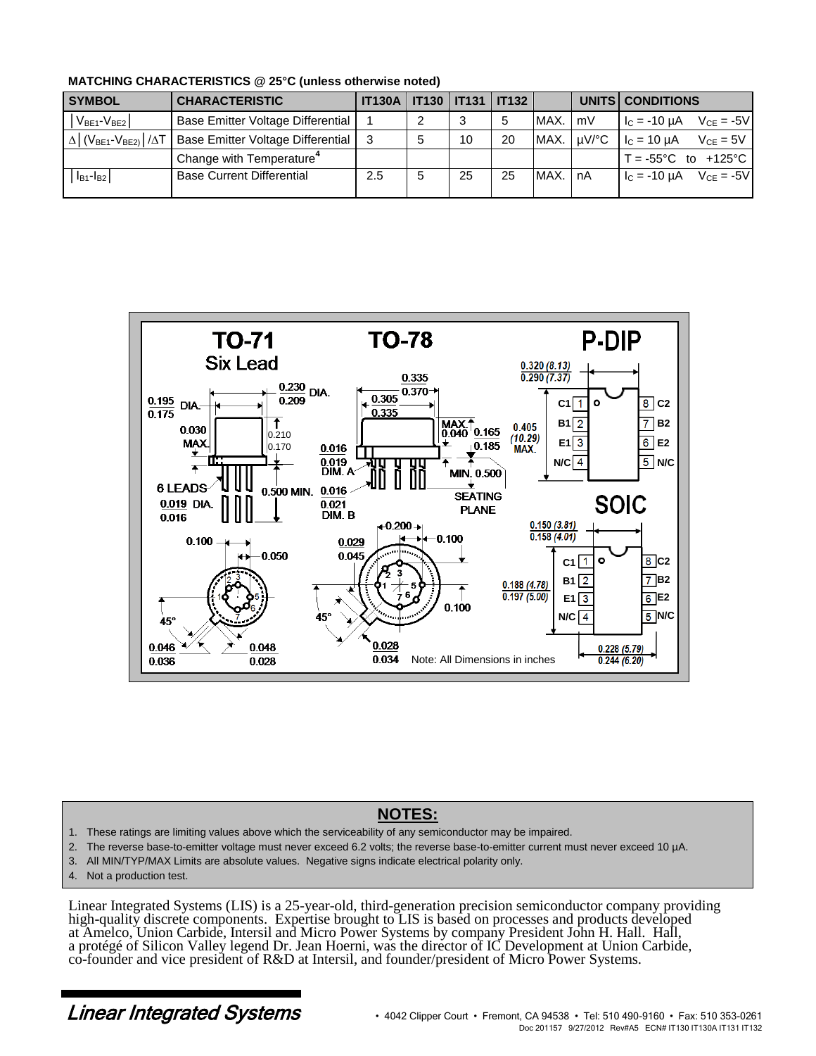**MATCHING CHARACTERISTICS @ 25°C (unless otherwise noted)**

| SYMBOL | CHARACTERISTIC | IT130A | IT130 | IT131 | IT132 | | UNITS | CONDITIONS |
|---|---|---|---|---|---|---|---|---|
| $\vert V_{BE1}-V_{BE2}\vert$ | Base Emitter Voltage Differential | 1 | 2 | 3 | 5 | MAX. | mV | $I_C$ = -10 µA  $V_{CE}$ = -5V |
| $\Delta\vert(V_{BE1}-V_{BE2})\vert/\Delta T$ | Base Emitter Voltage Differential Change with Temperature[4] | 3 | 5 | 10 | 20 | MAX. | µV/°C | $I_C$ = 10 µA  $V_{CE}$ = 5V  T = -55°C to +125°C |
| $\vert I_{B1}-I_{B2}\vert$ | Base Current Differential | 2.5 | 5 | 25 | 25 | MAX. | nA | $I_C$ = -10 µA  $V_{CE}$ = -5V |

TO-71 Six Lead

TO-78

P-DIP

SOIC

Note: All Dimensions in inches

## NOTES:

1. These ratings are limiting values above which the serviceability of any semiconductor may be impaired.
2. The reverse base-to-emitter voltage must never exceed 6.2 volts; the reverse base-to-emitter current must never exceed 10 µA.
3. All MIN/TYP/MAX Limits are absolute values. Negative signs indicate electrical polarity only.
4. Not a production test.

Linear Integrated Systems (LIS) is a 25-year-old, third-generation precision semiconductor company providing high-quality discrete components. Expertise brought to LIS is based on processes and products developed at Amelco, Union Carbide, Intersil and Micro Power Systems by company President John H. Hall. Hall, a protégé of Silicon Valley legend Dr. Jean Hoerni, was the director of IC Development at Union Carbide, co-founder and vice president of R&D at Intersil, and founder/president of Micro Power Systems.

*Linear Integrated Systems* • 4042 Clipper Court • Fremont, CA 94538 • Tel: 510 490-9160 • Fax: 510 353-0261

Doc 201157 9/27/2012 Rev#A5 ECN# IT130 IT130A IT131 IT132